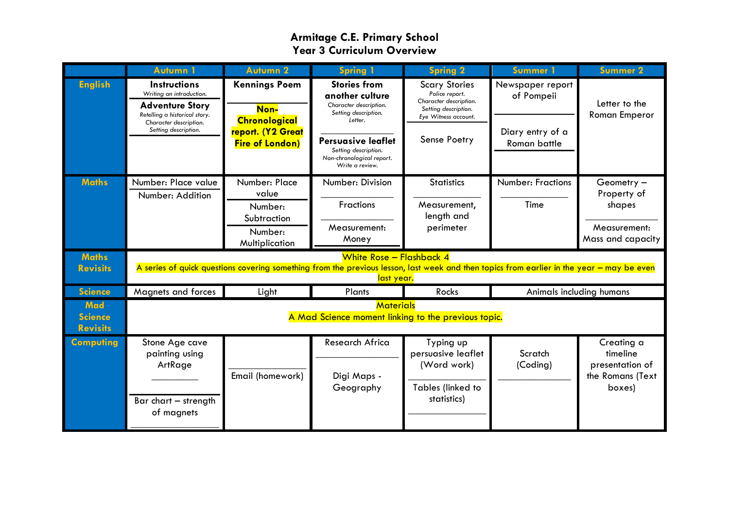# Armitage C.E. Primary School
## Year 3 Curriculum Overview

| | Autumn 1 | Autumn 2 | Spring 1 | Spring 2 | Summer 1 | Summer 2 |
|---|---|---|---|---|---|---|
| **English** | **Instructions** *Writing an introduction.* **Adventure Story** *Retelling a historical story. Character description. Setting description.* | **Kennings Poem** **Non-Chronological report. (Y2 Great Fire of London)** | **Stories from another culture** *Character description. Setting description. Letter.* **Persuasive leaflet** *Setting description. Non-chronological report. Write a review.* | Scary Stories *Police report. Character description. Setting description. Eye Witness account.* Sense Poetry | Newspaper report of Pompeii Diary entry of a Roman battle | Letter to the Roman Emperor |
| **Maths** | Number: Place value Number: Addition | Number: Place value Number: Subtraction Number: Multiplication | Number: Division Fractions Measurement: Money | Statistics Measurement, length and perimeter | Number: Fractions Time | Geometry – Property of shapes Measurement: Mass and capacity |
| **Maths Revisits** | White Rose – Flashback 4 A series of quick questions covering something from the previous lesson, last week and then topics from earlier in the year – may be even last year. | | | | | |
| **Science** | Magnets and forces | Light | Plants | Rocks | Animals including humans | |
| **Mad Science Revisits** | Materials A Mad Science moment linking to the previous topic. | | | | | |
| **Computing** | Stone Age cave painting using ArtRage Bar chart – strength of magnets | Email (homework) | Research Africa Digi Maps - Geography | Typing up persuasive leaflet (Word work) Tables (linked to statistics) | Scratch (Coding) | Creating a timeline presentation of the Romans (Text boxes) |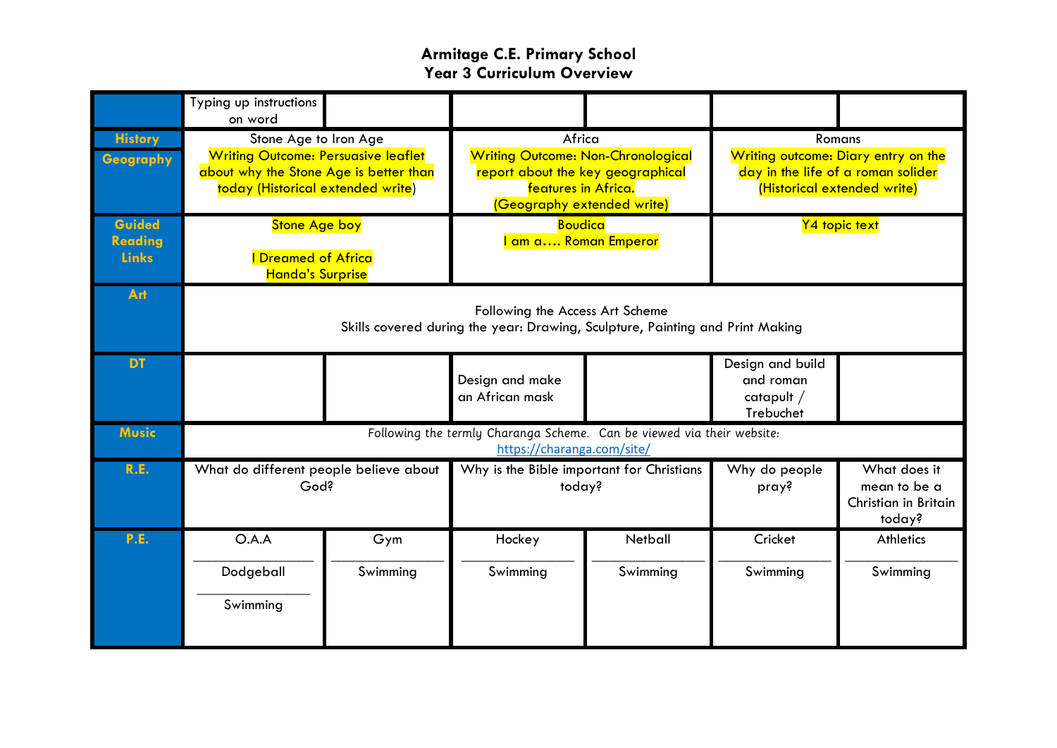**Armitage C.E. Primary School**
**Year 3 Curriculum Overview**

| | | | | | | |
|---|---|---|---|---|---|---|
| | Typing up instructions on word | | | | | |
| **History** **Geography** | Stone Age to Iron Age Writing Outcome: Persuasive leaflet about why the Stone Age is better than today (Historical extended write) | | Africa Writing Outcome: Non-Chronological report about the key geographical features in Africa. (Geography extended write) | | Romans Writing outcome: Diary entry on the day in the life of a roman solider (Historical extended write) | |
| **Guided Reading Links** | Stone Age boy I Dreamed of Africa Handa's Surprise | | Boudica I am a…. Roman Emperor | | Y4 topic text | |
| **Art** | Following the Access Art Scheme Skills covered during the year: Drawing, Sculpture, Painting and Print Making | | | | | |
| **DT** | | | Design and make an African mask | | Design and build and roman catapult / Trebuchet | |
| **Music** | Following the termly Charanga Scheme. Can be viewed via their website: https://charanga.com/site/ | | | | | |
| **R.E.** | What do different people believe about God? | | Why is the Bible important for Christians today? | | Why do people pray? | What does it mean to be a Christian in Britain today? |
| **P.E.** | O.A.A / Dodgeball / Swimming | Gym / Swimming | Hockey / Swimming | Netball / Swimming | Cricket / Swimming | Athletics / Swimming |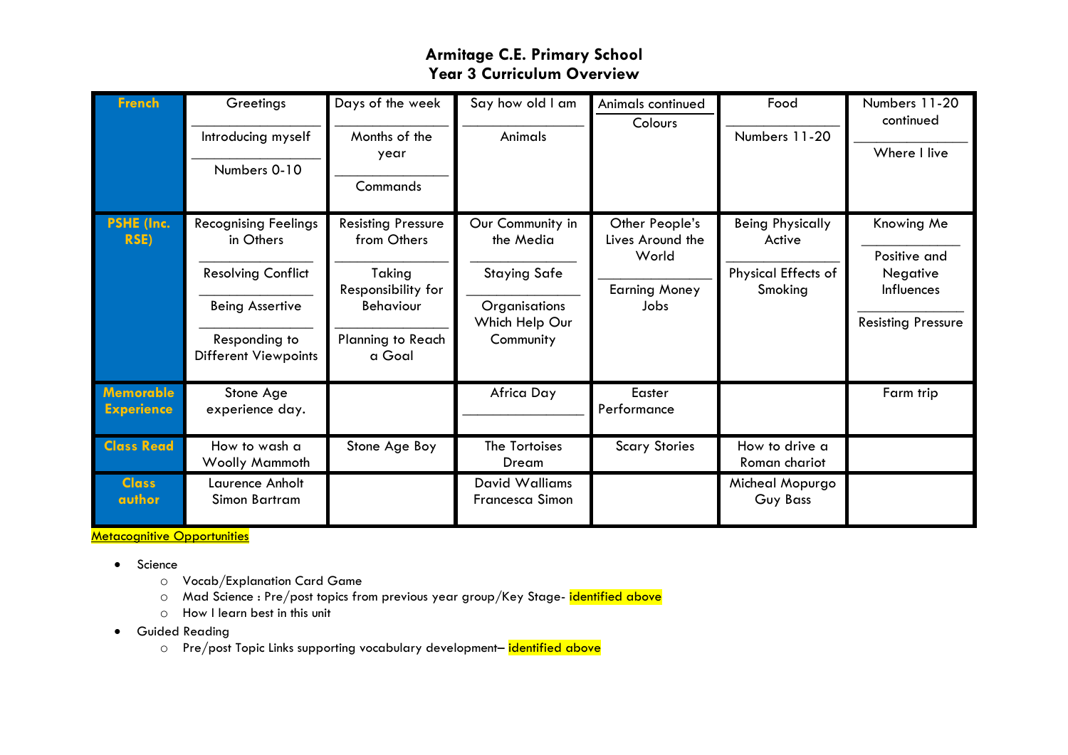# Armitage C.E. Primary School
## Year 3 Curriculum Overview

| | | | | | | |
|---|---|---|---|---|---|---|
| **French** | Greetings / Introducing myself / Numbers 0-10 | Days of the week / Months of the year / Commands | Say how old I am / Animals | Animals continued / Colours | Food / Numbers 11-20 | Numbers 11-20 continued / Where I live |
| **PSHE (Inc. RSE)** | Recognising Feelings in Others / Resolving Conflict / Being Assertive / Responding to Different Viewpoints | Resisting Pressure from Others / Taking Responsibility for Behaviour / Planning to Reach a Goal | Our Community in the Media / Staying Safe / Organisations Which Help Our Community | Other People's Lives Around the World / Earning Money Jobs | Being Physically Active / Physical Effects of Smoking | Knowing Me / Positive and Negative Influences / Resisting Pressure |
| **Memorable Experience** | Stone Age experience day. | | Africa Day | Easter Performance | | Farm trip |
| **Class Read** | How to wash a Woolly Mammoth | Stone Age Boy | The Tortoises Dream | Scary Stories | How to drive a Roman chariot | |
| **Class author** | Laurence Anholt Simon Bartram | | David Walliams Francesca Simon | | Micheal Mopurgo Guy Bass | |

Metacognitive Opportunities

- Science
  - Vocab/Explanation Card Game
  - Mad Science : Pre/post topics from previous year group/Key Stage- identified above
  - How I learn best in this unit
- Guided Reading
  - Pre/post Topic Links supporting vocabulary development– identified above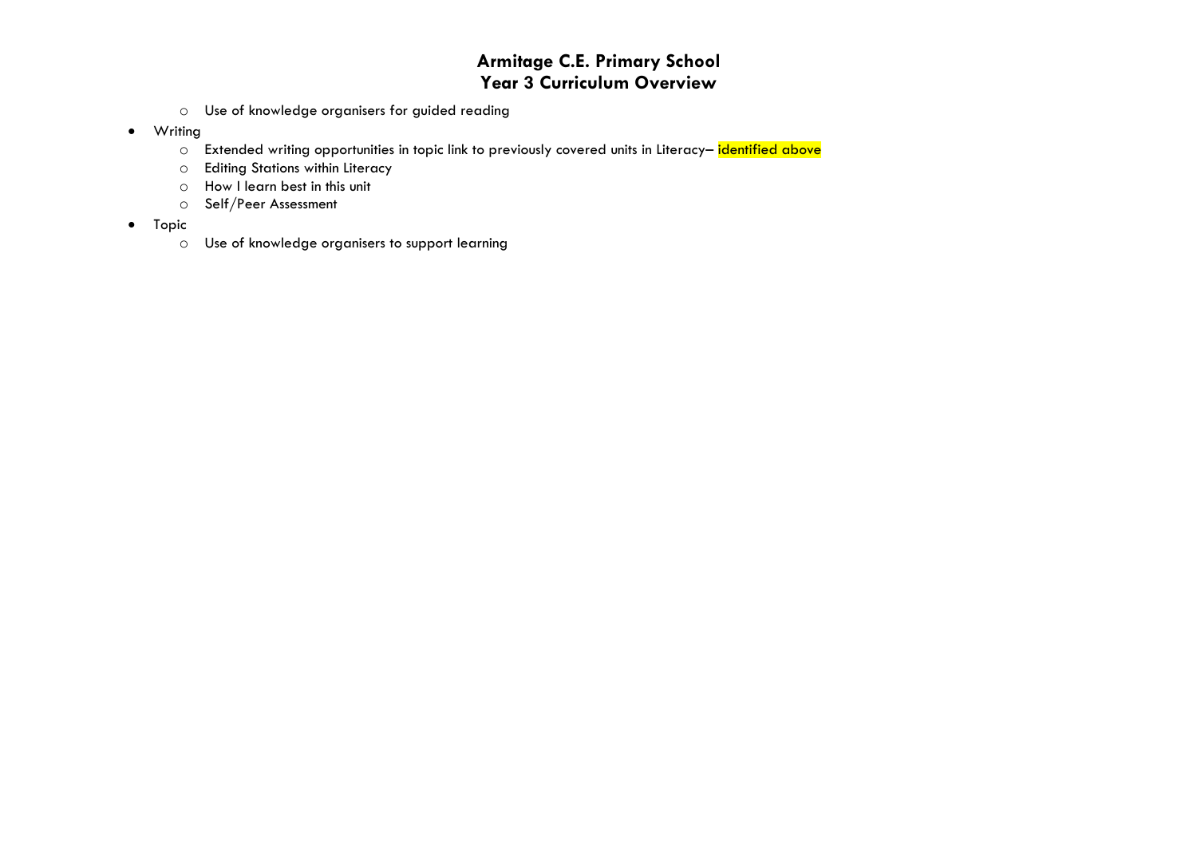- Use of knowledge organisers for guided reading

- Writing
  - Extended writing opportunities in topic link to previously covered units in Literacy– identified above
  - Editing Stations within Literacy
  - How I learn best in this unit
  - Self/Peer Assessment
- Topic
  - Use of knowledge organisers to support learning